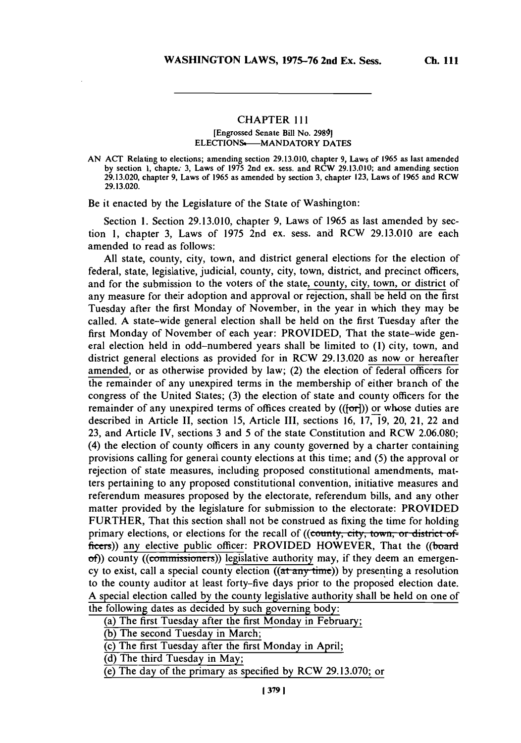## CHAPTER 111

[Engrossed Senate Bill No. 2989]

ELECTIONS—MANDATORY DATES

AN ACT Relating to elections; amending section 29.13.010, chapter 9, Laws of 1965 as last amended by section 1, chapter 3, Laws of 1975 2nd ex. sess. and RCW 29.13.010; and amending section 29.13.020, chapter 9, Laws of 1965 as amended by section 3, chapter 123, Laws of 1965 and RCW 29.13.020.

Be it enacted by the Legislature of the State of Washington:

Section 1. Section 29.13.010, chapter 9, Laws of 1965 as last amended by section 1, chapter 3, Laws of 1975 2nd ex. sess. and RCW 29.13.010 are each amended to read as follows:

All state, county, city, town, and district general elections for the election of federal, state, legislative, judicial, county, city, town, district, and precinct officers, and for the submission to the voters of the state, county, city, town, or district of any measure for their adoption and approval or rejection, shall be held on the first Tuesday after the first Monday of November, in the year in which they may be called. A state-wide general election shall be held on the first Tuesday after the first Monday of November of each year: PROVIDED, That the state-wide general election held in odd-numbered years shall be limited to (1) city, town, and district general elections as provided for in RCW 29.13.020 as now or hereafter amended, or as otherwise provided by law; (2) the election of federal officers for the remainder of any unexpired terms in the membership of either branch of the congress of the United States; (3) the election of state and county officers for the remainder of any unexpired terms of offices created by ((~~[or]~~)) or whose duties are described in Article II, section 15, Article III, sections 16, 17, 19, 20, 21, 22 and 23, and Article IV, sections 3 and 5 of the state Constitution and RCW 2.06.080; (4) the election of county officers in any county governed by a charter containing provisions calling for general county elections at this time; and (5) the approval or rejection of state measures, including proposed constitutional amendments, matters pertaining to any proposed constitutional convention, initiative measures and referendum measures proposed by the electorate, referendum bills, and any other matter provided by the legislature for submission to the electorate: PROVIDED FURTHER, That this section shall not be construed as fixing the time for holding primary elections, or elections for the recall of ((~~county, city, town, or district officers~~)) any elective public officer: PROVIDED HOWEVER, That the ((~~board of~~)) county ((~~commissioners~~)) legislative authority may, if they deem an emergency to exist, call a special county election ((~~at any time~~)) by presenting a resolution to the county auditor at least forty-five days prior to the proposed election date. A special election called by the county legislative authority shall be held on one of the following dates as decided by such governing body:

(a) The first Tuesday after the first Monday in February;

(b) The second Tuesday in March;

(c) The first Tuesday after the first Monday in April;

(d) The third Tuesday in May;

(e) The day of the primary as specified by RCW 29.13.070; or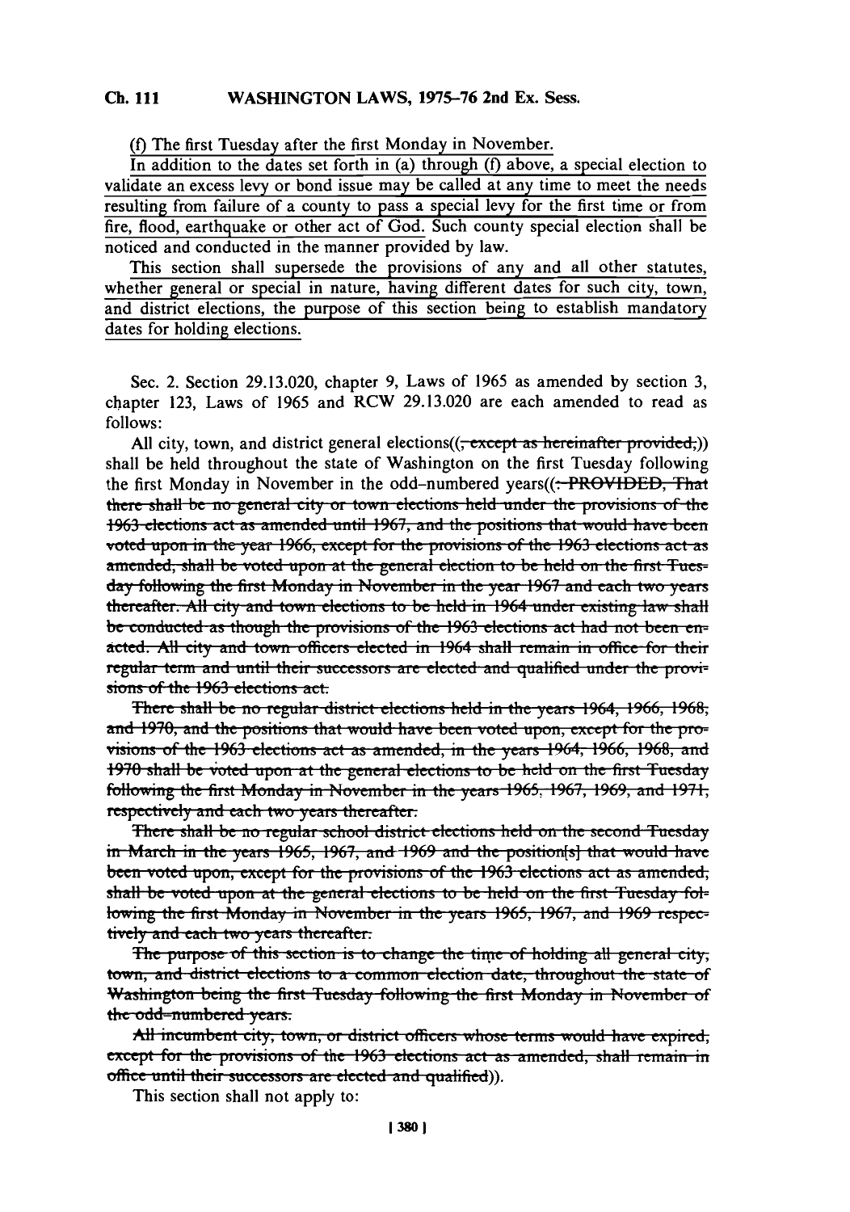(f) The first Tuesday after the first Monday in November.

In addition to the dates set forth in (a) through (f) above, a special election to validate an excess levy or bond issue may be called at any time to meet the needs resulting from failure of a county to pass a special levy for the first time or from fire, flood, earthquake or other act of God. Such county special election shall be noticed and conducted in the manner provided by law.

This section shall supersede the provisions of any and all other statutes, whether general or special in nature, having different dates for such city, town, and district elections, the purpose of this section being to establish mandatory dates for holding elections.

Sec. 2. Section 29.13.020, chapter 9, Laws of 1965 as amended by section 3, chapter 123, Laws of 1965 and RCW 29.13.020 are each amended to read as follows:

All city, town, and district general elections((~~, except as hereinafter provided,~~)) shall be held throughout the state of Washington on the first Tuesday following the first Monday in November in the odd-numbered years((~~: PROVIDED, That there shall be no general city or town elections held under the provisions of the 1963 elections act as amended until 1967, and the positions that would have been voted upon in the year 1966, except for the provisions of the 1963 elections act as amended, shall be voted upon at the general election to be held on the first Tuesday following the first Monday in November in the year 1967 and each two years thereafter. All city and town elections to be held in 1964 under existing law shall be conducted as though the provisions of the 1963 elections act had not been enacted. All city and town officers elected in 1964 shall remain in office for their regular term and until their successors are elected and qualified under the provisions of the 1963 elections act.~~

~~There shall be no regular district elections held in the years 1964, 1966, 1968, and 1970, and the positions that would have been voted upon, except for the provisions of the 1963 elections act as amended, in the years 1964, 1966, 1968, and 1970 shall be voted upon at the general elections to be held on the first Tuesday following the first Monday in November in the years 1965, 1967, 1969, and 1971, respectively and each two years thereafter.~~

~~There shall be no regular school district elections held on the second Tuesday in March in the years 1965, 1967, and 1969 and the position[s] that would have been voted upon, except for the provisions of the 1963 elections act as amended, shall be voted upon at the general elections to be held on the first Tuesday following the first Monday in November in the years 1965, 1967, and 1969 respectively and each two years thereafter.~~

~~The purpose of this section is to change the time of holding all general city, town, and district elections to a common election date, throughout the state of Washington being the first Tuesday following the first Monday in November of the odd-numbered years.~~

~~All incumbent city, town, or district officers whose terms would have expired, except for the provisions of the 1963 elections act as amended, shall remain in office until their successors are elected and qualified~~)).

This section shall not apply to: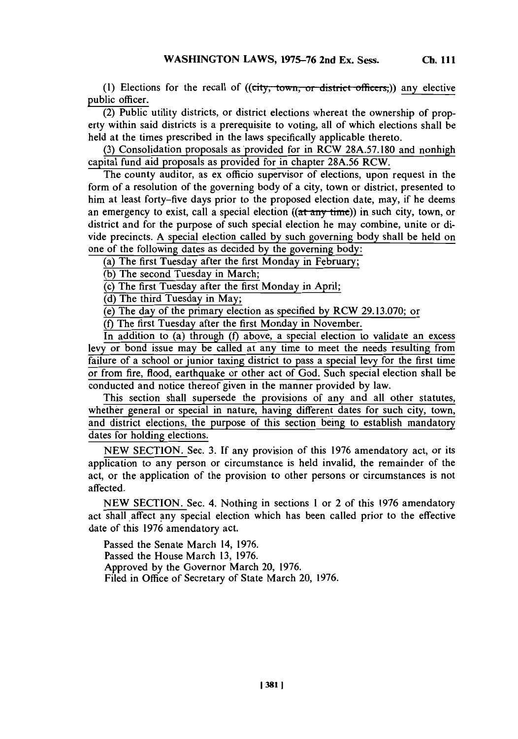(1) Elections for the recall of ((city, town, or district officers,)) any elective public officer.

(2) Public utility districts, or district elections whereat the ownership of property within said districts is a prerequisite to voting, all of which elections shall be held at the times prescribed in the laws specifically applicable thereto.

(3) Consolidation proposals as provided for in RCW 28A.57.180 and nonhigh capital fund aid proposals as provided for in chapter 28A.56 RCW.

The county auditor, as ex officio supervisor of elections, upon request in the form of a resolution of the governing body of a city, town or district, presented to him at least forty-five days prior to the proposed election date, may, if he deems an emergency to exist, call a special election ((at any time)) in such city, town, or district and for the purpose of such special election he may combine, unite or divide precincts. A special election called by such governing body shall be held on one of the following dates as decided by the governing body:

(a) The first Tuesday after the first Monday in February;

(b) The second Tuesday in March;

(c) The first Tuesday after the first Monday in April;

(d) The third Tuesday in May;

(e) The day of the primary election as specified by RCW 29.13.070; or

(f) The first Tuesday after the first Monday in November.

In addition to (a) through (f) above, a special election to validate an excess levy or bond issue may be called at any time to meet the needs resulting from failure of a school or junior taxing district to pass a special levy for the first time or from fire, flood, earthquake or other act of God. Such special election shall be conducted and notice thereof given in the manner provided by law.

This section shall supersede the provisions of any and all other statutes, whether general or special in nature, having different dates for such city, town, and district elections, the purpose of this section being to establish mandatory dates for holding elections.

NEW SECTION. Sec. 3. If any provision of this 1976 amendatory act, or its application to any person or circumstance is held invalid, the remainder of the act, or the application of the provision to other persons or circumstances is not affected.

NEW SECTION. Sec. 4. Nothing in sections 1 or 2 of this 1976 amendatory act shall affect any special election which has been called prior to the effective date of this 1976 amendatory act.

Passed the Senate March 14, 1976.
Passed the House March 13, 1976.
Approved by the Governor March 20, 1976.
Filed in Office of Secretary of State March 20, 1976.